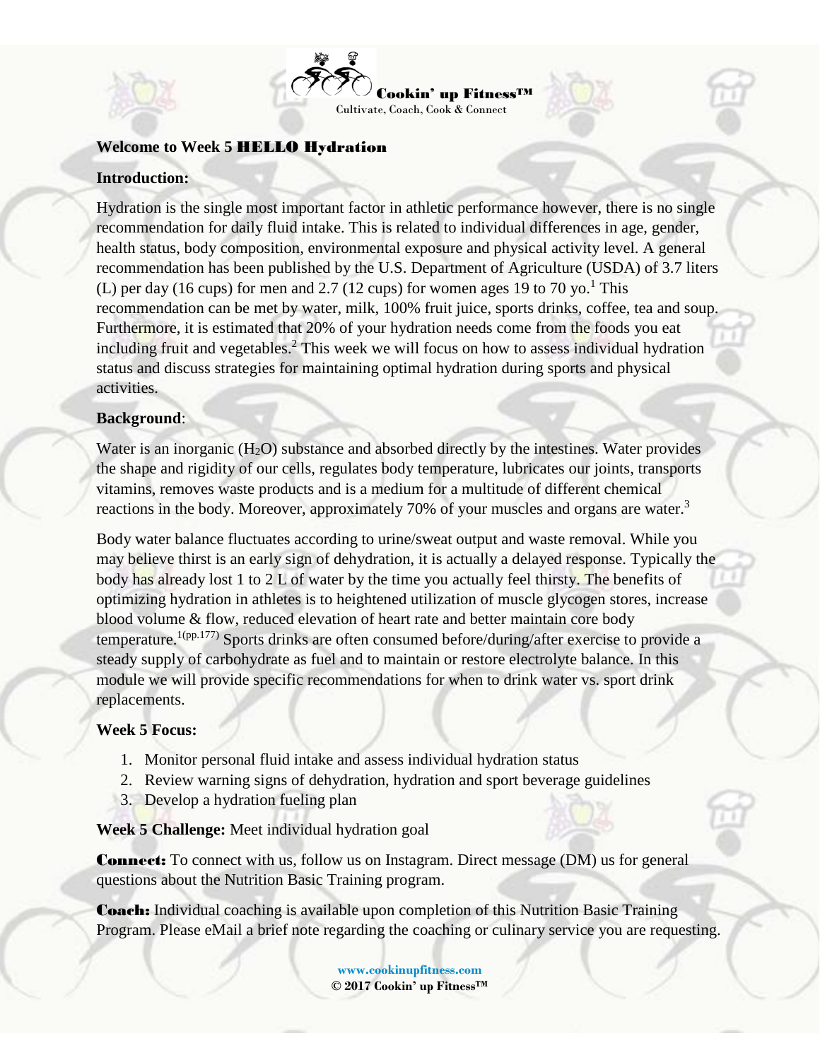Cookin' up Fitness™
Cultivate, Coach, Cook & Connect

## Welcome to Week 5 HELLO Hydration

### Introduction:

Hydration is the single most important factor in athletic performance however, there is no single recommendation for daily fluid intake. This is related to individual differences in age, gender, health status, body composition, environmental exposure and physical activity level. A general recommendation has been published by the U.S. Department of Agriculture (USDA) of 3.7 liters (L) per day (16 cups) for men and 2.7 (12 cups) for women ages 19 to 70 yo.[1] This recommendation can be met by water, milk, 100% fruit juice, sports drinks, coffee, tea and soup. Furthermore, it is estimated that 20% of your hydration needs come from the foods you eat including fruit and vegetables.[2] This week we will focus on how to assess individual hydration status and discuss strategies for maintaining optimal hydration during sports and physical activities.

### Background:

Water is an inorganic ($H_2O$) substance and absorbed directly by the intestines. Water provides the shape and rigidity of our cells, regulates body temperature, lubricates our joints, transports vitamins, removes waste products and is a medium for a multitude of different chemical reactions in the body. Moreover, approximately 70% of your muscles and organs are water.[3]

Body water balance fluctuates according to urine/sweat output and waste removal. While you may believe thirst is an early sign of dehydration, it is actually a delayed response. Typically the body has already lost 1 to 2 L of water by the time you actually feel thirsty. The benefits of optimizing hydration in athletes is to heightened utilization of muscle glycogen stores, increase blood volume & flow, reduced elevation of heart rate and better maintain core body temperature.[1(pp.177)] Sports drinks are often consumed before/during/after exercise to provide a steady supply of carbohydrate as fuel and to maintain or restore electrolyte balance. In this module we will provide specific recommendations for when to drink water vs. sport drink replacements.

### Week 5 Focus:

1. Monitor personal fluid intake and assess individual hydration status
2. Review warning signs of dehydration, hydration and sport beverage guidelines
3. Develop a hydration fueling plan

**Week 5 Challenge:** Meet individual hydration goal

**Connect:** To connect with us, follow us on Instagram. Direct message (DM) us for general questions about the Nutrition Basic Training program.

**Coach:** Individual coaching is available upon completion of this Nutrition Basic Training Program. Please eMail a brief note regarding the coaching or culinary service you are requesting.

**www.cookinupfitness.com**
**© 2017 Cookin' up Fitness™**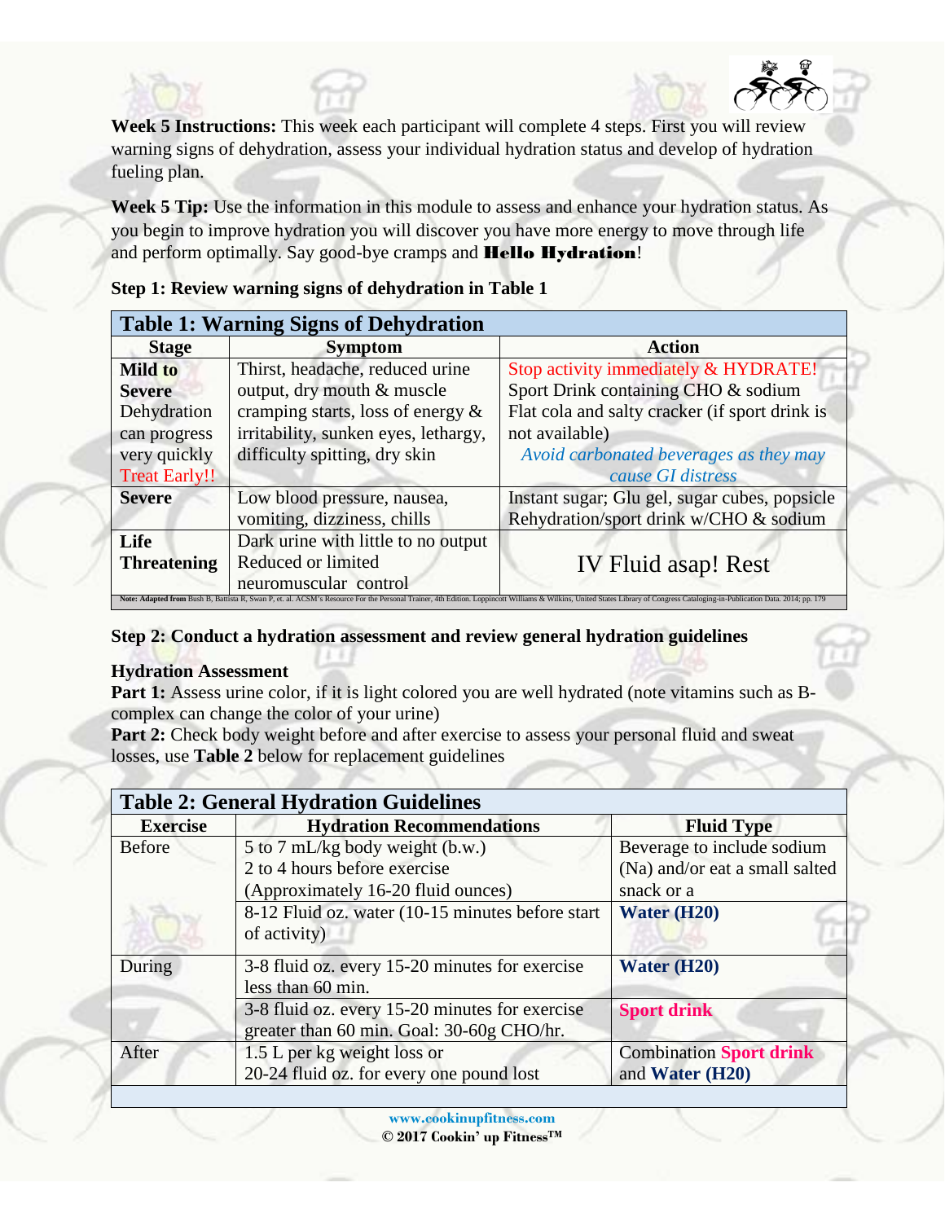**Week 5 Instructions:** This week each participant will complete 4 steps. First you will review warning signs of dehydration, assess your individual hydration status and develop of hydration fueling plan.

**Week 5 Tip:** Use the information in this module to assess and enhance your hydration status. As you begin to improve hydration you will discover you have more energy to move through life and perform optimally. Say good-bye cramps and **Hello Hydration**!

**Step 1: Review warning signs of dehydration in Table 1**

**Table 1: Warning Signs of Dehydration**

| Stage | Symptom | Action |
|---|---|---|
| **Mild to Severe** Dehydration can progress very quickly Treat Early!! | Thirst, headache, reduced urine output, dry mouth & muscle cramping starts, loss of energy & irritability, sunken eyes, lethargy, difficulty spitting, dry skin | Stop activity immediately & HYDRATE! Sport Drink containing CHO & sodium Flat cola and salty cracker (if sport drink is not available) *Avoid carbonated beverages as they may cause GI distress* |
| **Severe** | Low blood pressure, nausea, vomiting, dizziness, chills | Instant sugar; Glu gel, sugar cubes, popsicle Rehydration/sport drink w/CHO & sodium |
| **Life Threatening** | Dark urine with little to no output Reduced or limited neuromuscular control | IV Fluid asap! Rest |

Note: Adapted from Bush B, Battista R, Swan P, et. al. ACSM's Resource For the Personal Trainer, 4th Edition. Loppincott Williams & Wilkins, United States Library of Congress Cataloging-in-Publication Data. 2014; pp. 179

**Step 2: Conduct a hydration assessment and review general hydration guidelines**

**Hydration Assessment**

**Part 1:** Assess urine color, if it is light colored you are well hydrated (note vitamins such as B-complex can change the color of your urine)

**Part 2:** Check body weight before and after exercise to assess your personal fluid and sweat losses, use **Table 2** below for replacement guidelines

**Table 2: General Hydration Guidelines**

| Exercise | Hydration Recommendations | Fluid Type |
|---|---|---|
| Before | 5 to 7 mL/kg body weight (b.w.) 2 to 4 hours before exercise (Approximately 16-20 fluid ounces) | Beverage to include sodium (Na) and/or eat a small salted snack or a |
| | 8-12 Fluid oz. water (10-15 minutes before start of activity) | **Water (H20)** |
| During | 3-8 fluid oz. every 15-20 minutes for exercise less than 60 min. | **Water (H20)** |
| | 3-8 fluid oz. every 15-20 minutes for exercise greater than 60 min. Goal: 30-60g CHO/hr. | **Sport drink** |
| After | 1.5 L per kg weight loss or 20-24 fluid oz. for every one pound lost | Combination **Sport drink** and **Water (H20)** |

www.cookinupfitness.com
© 2017 Cookin' up Fitness™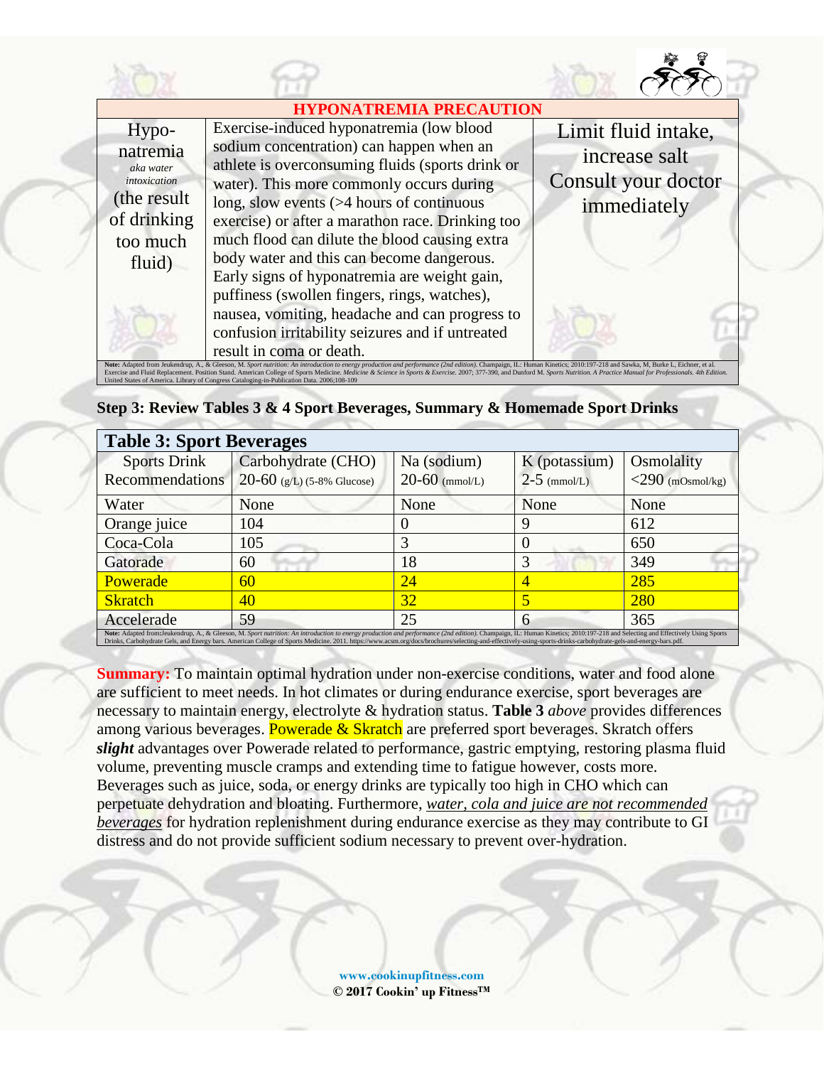| HYPONATREMIA PRECAUTION | | |
|---|---|---|
| Hypo-natremia *aka water intoxication* (the result of drinking too much fluid) | Exercise-induced hyponatremia (low blood sodium concentration) can happen when an athlete is overconsuming fluids (sports drink or water). This more commonly occurs during long, slow events (>4 hours of continuous exercise) or after a marathon race. Drinking too much flood can dilute the blood causing extra body water and this can become dangerous. Early signs of hyponatremia are weight gain, puffiness (swollen fingers, rings, watches), nausea, vomiting, headache and can progress to confusion irritability seizures and if untreated result in coma or death. | Limit fluid intake, increase salt Consult your doctor immediately |

**Note:** Adapted from Jeukendrup, A., & Gleeson, M. *Sport nutrition: An introduction to energy production and performance (2nd edition).* Champaign, IL: Human Kinetics; 2010:197-218 and Sawka, M, Burke L, Eichner, et al. Exercise and Fluid Replacement. Position Stand. American College of Sports Medicine. *Medicine & Science in Sports & Exercise.* 2007; 377-390, and Dunford M. *Sports Nutrition. A Practice Manual for Professionals. 4th Edition.* United States of America. Library of Congress Cataloging-in-Publication Data. 2006;108-109

**Step 3: Review Tables 3 & 4 Sport Beverages, Summary & Homemade Sport Drinks**

**Table 3: Sport Beverages**

| Sports Drink Recommendations | Carbohydrate (CHO) 20-60 (g/L) (5-8% Glucose) | Na (sodium) 20-60 (mmol/L) | K (potassium) 2-5 (mmol/L) | Osmolality <290 (mOsmol/kg) |
|---|---|---|---|---|
| Water | None | None | None | None |
| Orange juice | 104 | 0 | 9 | 612 |
| Coca-Cola | 105 | 3 | 0 | 650 |
| Gatorade | 60 | 18 | 3 | 349 |
| Powerade | 60 | 24 | 4 | 285 |
| Skratch | 40 | 32 | 5 | 280 |
| Accelerade | 59 | 25 | 6 | 365 |

**Note:** Adapted from:Jeukendrup, A., & Gleeson, M. *Sport nutrition: An introduction to energy production and performance (2nd edition).* Champaign, IL: Human Kinetics; 2010:197-218 and Selecting and Effectively Using Sports Drinks, Carbohydrate Gels, and Energy bars. American College of Sports Medicine. 2011. https://www.acsm.org/docs/brochures/selecting-and-effectively-using-sports-drinks-carbohydrate-gels-and-energy-bars.pdf.

**Summary:** To maintain optimal hydration under non-exercise conditions, water and food alone are sufficient to meet needs. In hot climates or during endurance exercise, sport beverages are necessary to maintain energy, electrolyte & hydration status. **Table 3** *above* provides differences among various beverages. Powerade & Skratch are preferred sport beverages. Skratch offers ***slight*** advantages over Powerade related to performance, gastric emptying, restoring plasma fluid volume, preventing muscle cramps and extending time to fatigue however, costs more. Beverages such as juice, soda, or energy drinks are typically too high in CHO which can perpetuate dehydration and bloating. Furthermore, *water, cola and juice are not recommended beverages* for hydration replenishment during endurance exercise as they may contribute to GI distress and do not provide sufficient sodium necessary to prevent over-hydration.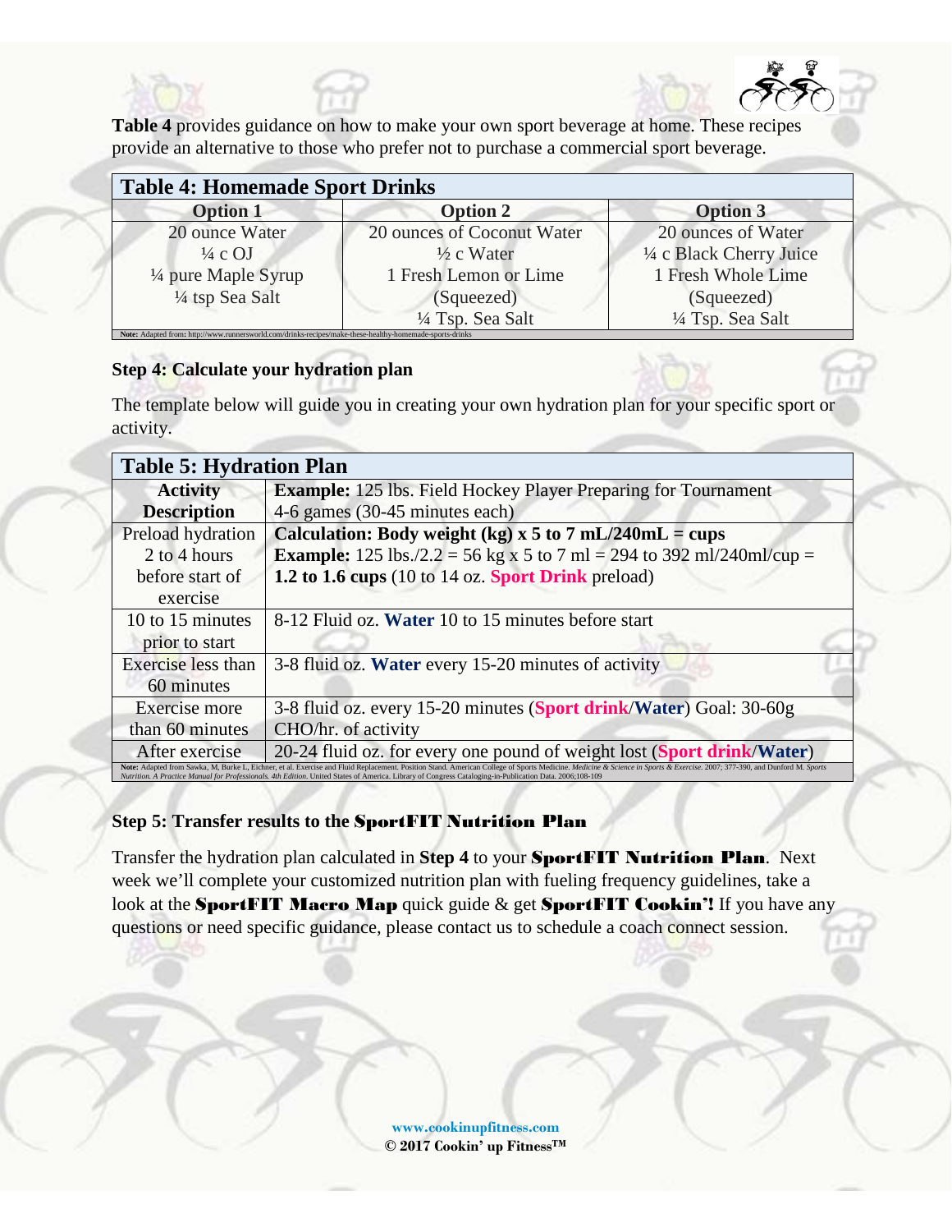**Table 4** provides guidance on how to make your own sport beverage at home. These recipes provide an alternative to those who prefer not to purchase a commercial sport beverage.

**Table 4: Homemade Sport Drinks**

| Option 1 | Option 2 | Option 3 |
|---|---|---|
| 20 ounce Water<br>¼ c OJ<br>¼ pure Maple Syrup<br>¼ tsp Sea Salt | 20 ounces of Coconut Water<br>½ c Water<br>1 Fresh Lemon or Lime<br>(Squeezed)<br>¼ Tsp. Sea Salt | 20 ounces of Water<br>¼ c Black Cherry Juice<br>1 Fresh Whole Lime<br>(Squeezed)<br>¼ Tsp. Sea Salt |

**Note:** Adapted from: http://www.runnersworld.com/drinks-recipes/make-these-healthy-homemade-sports-drinks

### Step 4: Calculate your hydration plan

The template below will guide you in creating your own hydration plan for your specific sport or activity.

**Table 5: Hydration Plan**

| Activity Description | **Example:** 125 lbs. Field Hockey Player Preparing for Tournament 4-6 games (30-45 minutes each) |
|---|---|
| Preload hydration 2 to 4 hours before start of exercise | **Calculation: Body weight (kg) x 5 to 7 mL/240mL = cups**<br>**Example:** 125 lbs./2.2 = 56 kg x 5 to 7 ml = 294 to 392 ml/240ml/cup = **1.2 to 1.6 cups** (10 to 14 oz. **Sport Drink** preload) |
| 10 to 15 minutes prior to start | 8-12 Fluid oz. **Water** 10 to 15 minutes before start |
| Exercise less than 60 minutes | 3-8 fluid oz. **Water** every 15-20 minutes of activity |
| Exercise more than 60 minutes | 3-8 fluid oz. every 15-20 minutes (**Sport drink**/**Water**) Goal: 30-60g CHO/hr. of activity |
| After exercise | 20-24 fluid oz. for every one pound of weight lost (**Sport drink**/**Water**) |

**Note:** Adapted from Sawka, M, Burke L, Eichner, et al. Exercise and Fluid Replacement. Position Stand. American College of Sports Medicine. *Medicine & Science in Sports & Exercise*. 2007; 377-390, and Dunford M. *Sports Nutrition. A Practice Manual for Professionals. 4th Edition*. United States of America. Library of Congress Cataloging-in-Publication Data. 2006;108-109

### Step 5: Transfer results to the SportFIT Nutrition Plan

Transfer the hydration plan calculated in **Step 4** to your **SportFIT Nutrition Plan**. Next week we'll complete your customized nutrition plan with fueling frequency guidelines, take a look at the **SportFIT Macro Map** quick guide & get **SportFIT Cookin'!** If you have any questions or need specific guidance, please contact us to schedule a coach connect session.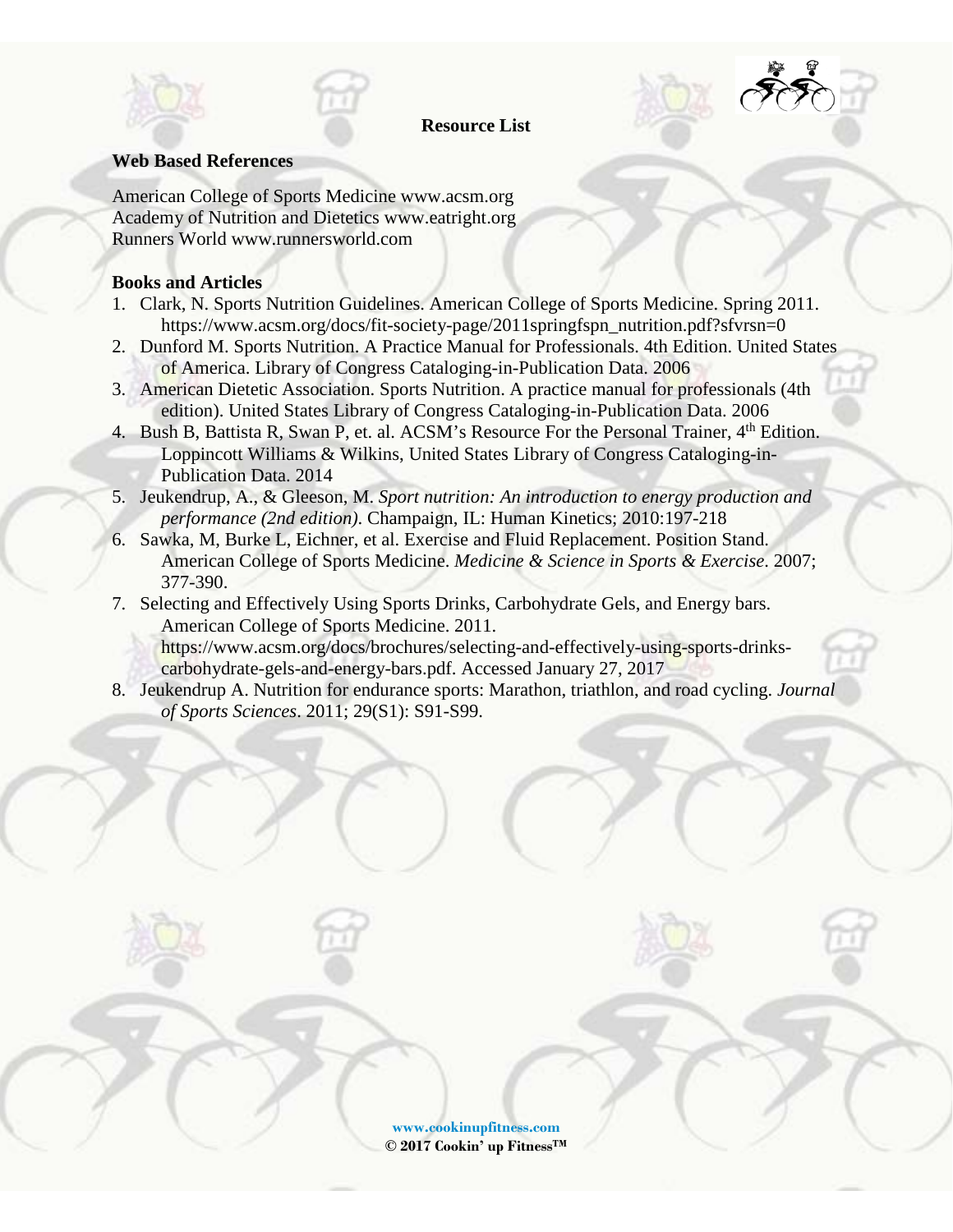## Resource List

### Web Based References

American College of Sports Medicine www.acsm.org
Academy of Nutrition and Dietetics www.eatright.org
Runners World www.runnersworld.com

### Books and Articles

1. Clark, N. Sports Nutrition Guidelines. American College of Sports Medicine. Spring 2011. https://www.acsm.org/docs/fit-society-page/2011springfspn_nutrition.pdf?sfvrsn=0
2. Dunford M. Sports Nutrition. A Practice Manual for Professionals. 4th Edition. United States of America. Library of Congress Cataloging-in-Publication Data. 2006
3. American Dietetic Association. Sports Nutrition. A practice manual for professionals (4th edition). United States Library of Congress Cataloging-in-Publication Data. 2006
4. Bush B, Battista R, Swan P, et. al. ACSM's Resource For the Personal Trainer, 4th Edition. Loppincott Williams & Wilkins, United States Library of Congress Cataloging-in-Publication Data. 2014
5. Jeukendrup, A., & Gleeson, M. *Sport nutrition: An introduction to energy production and performance (2nd edition)*. Champaign, IL: Human Kinetics; 2010:197-218
6. Sawka, M, Burke L, Eichner, et al. Exercise and Fluid Replacement. Position Stand. American College of Sports Medicine. *Medicine & Science in Sports & Exercise*. 2007; 377-390.
7. Selecting and Effectively Using Sports Drinks, Carbohydrate Gels, and Energy bars. American College of Sports Medicine. 2011. https://www.acsm.org/docs/brochures/selecting-and-effectively-using-sports-drinks-carbohydrate-gels-and-energy-bars.pdf. Accessed January 27, 2017
8. Jeukendrup A. Nutrition for endurance sports: Marathon, triathlon, and road cycling. *Journal of Sports Sciences*. 2011; 29(S1): S91-S99.

**www.cookinupfitness.com**
**© 2017 Cookin' up Fitness™**